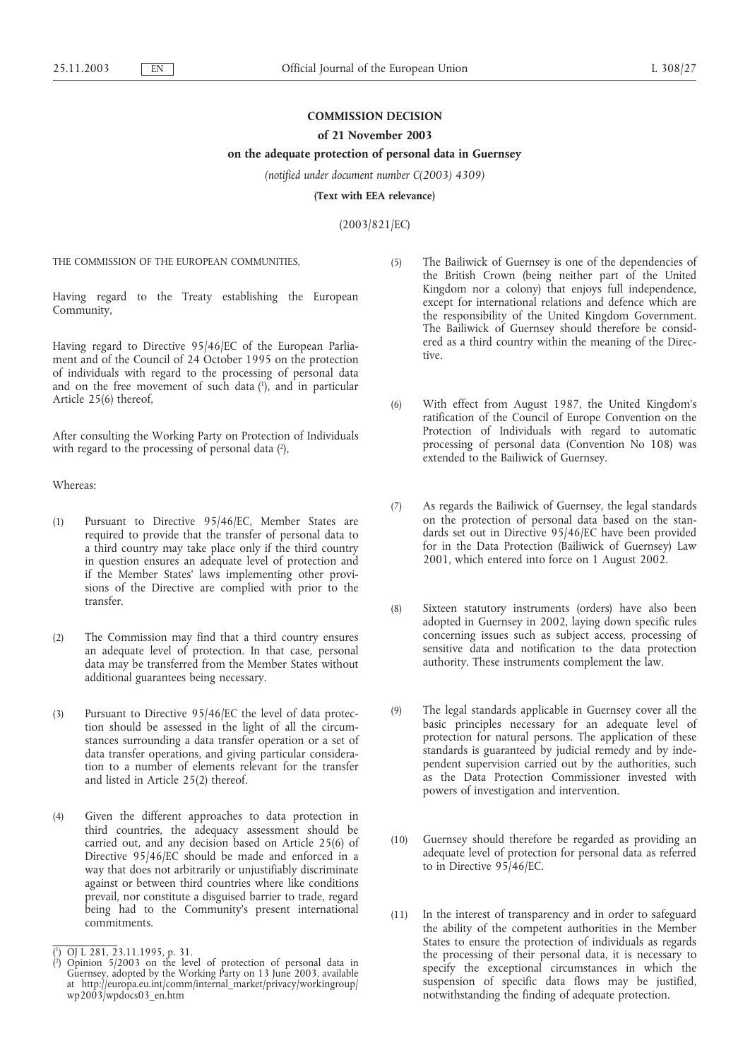**COMMISSION DECISION**

**of 21 November 2003**

**on the adequate protection of personal data in Guernsey**

*(notified under document number C(2003) 4309)*

**(Text with EEA relevance)**

(2003/821/EC)

THE COMMISSION OF THE EUROPEAN COMMUNITIES,

Having regard to the Treaty establishing the European Community,

Having regard to Directive 95/46/EC of the European Parliament and of the Council of 24 October 1995 on the protection of individuals with regard to the processing of personal data and on the free movement of such data [1], and in particular Article 25(6) thereof,

After consulting the Working Party on Protection of Individuals with regard to the processing of personal data [2],

Whereas:

(1) Pursuant to Directive 95/46/EC, Member States are required to provide that the transfer of personal data to a third country may take place only if the third country in question ensures an adequate level of protection and if the Member States' laws implementing other provisions of the Directive are complied with prior to the transfer.

(2) The Commission may find that a third country ensures an adequate level of protection. In that case, personal data may be transferred from the Member States without additional guarantees being necessary.

(3) Pursuant to Directive 95/46/EC the level of data protection should be assessed in the light of all the circumstances surrounding a data transfer operation or a set of data transfer operations, and giving particular consideration to a number of elements relevant for the transfer and listed in Article 25(2) thereof.

(4) Given the different approaches to data protection in third countries, the adequacy assessment should be carried out, and any decision based on Article 25(6) of Directive 95/46/EC should be made and enforced in a way that does not arbitrarily or unjustifiably discriminate against or between third countries where like conditions prevail, nor constitute a disguised barrier to trade, regard being had to the Community's present international commitments.

(5) The Bailiwick of Guernsey is one of the dependencies of the British Crown (being neither part of the United Kingdom nor a colony) that enjoys full independence, except for international relations and defence which are the responsibility of the United Kingdom Government. The Bailiwick of Guernsey should therefore be considered as a third country within the meaning of the Directive.

(6) With effect from August 1987, the United Kingdom's ratification of the Council of Europe Convention on the Protection of Individuals with regard to automatic processing of personal data (Convention No 108) was extended to the Bailiwick of Guernsey.

(7) As regards the Bailiwick of Guernsey, the legal standards on the protection of personal data based on the standards set out in Directive 95/46/EC have been provided for in the Data Protection (Bailiwick of Guernsey) Law 2001, which entered into force on 1 August 2002.

(8) Sixteen statutory instruments (orders) have also been adopted in Guernsey in 2002, laying down specific rules concerning issues such as subject access, processing of sensitive data and notification to the data protection authority. These instruments complement the law.

(9) The legal standards applicable in Guernsey cover all the basic principles necessary for an adequate level of protection for natural persons. The application of these standards is guaranteed by judicial remedy and by independent supervision carried out by the authorities, such as the Data Protection Commissioner invested with powers of investigation and intervention.

(10) Guernsey should therefore be regarded as providing an adequate level of protection for personal data as referred to in Directive 95/46/EC.

(11) In the interest of transparency and in order to safeguard the ability of the competent authorities in the Member States to ensure the protection of individuals as regards the processing of their personal data, it is necessary to specify the exceptional circumstances in which the suspension of specific data flows may be justified, notwithstanding the finding of adequate protection.

[1] OJ L 281, 23.11.1995, p. 31.

[2] Opinion 5/2003 on the level of protection of personal data in Guernsey, adopted by the Working Party on 13 June 2003, available at http://europa.eu.int/comm/internal_market/privacy/workingroup/wp2003/wpdocs03_en.htm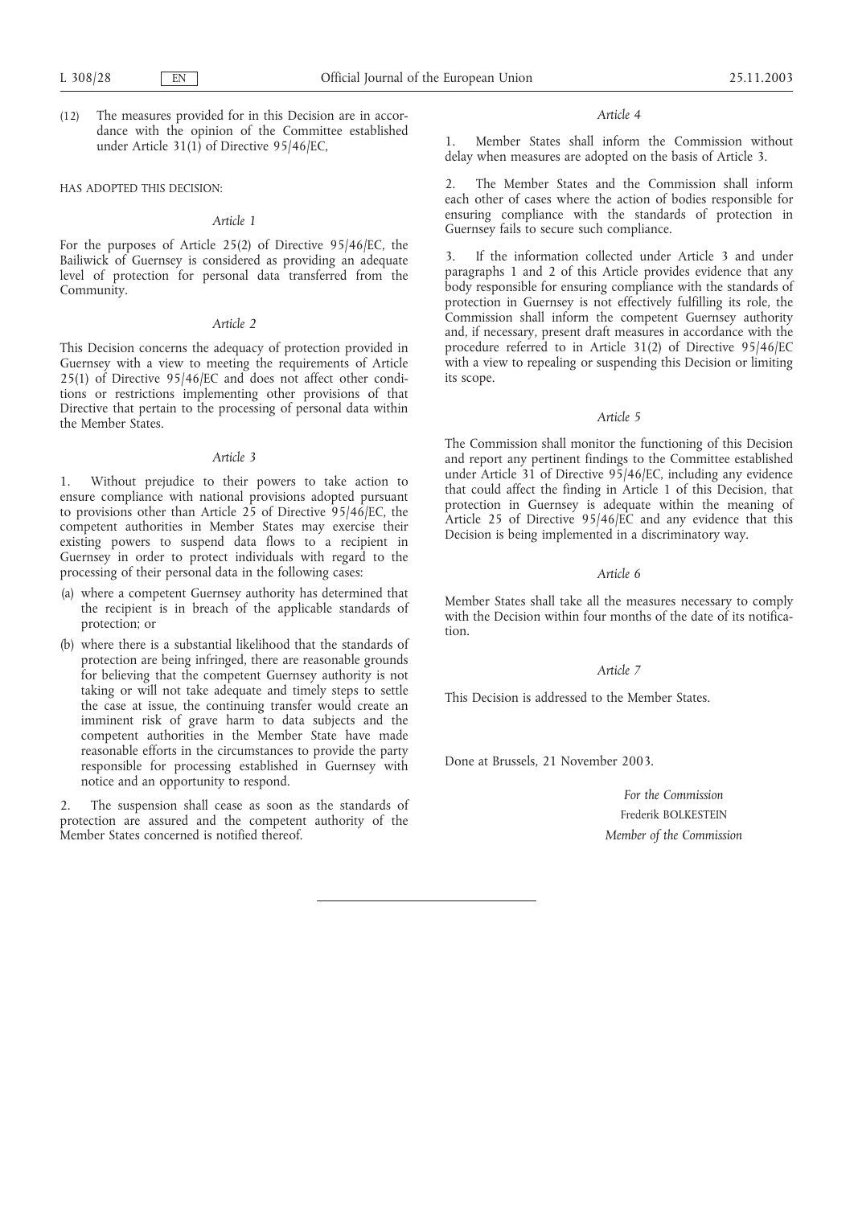(12) The measures provided for in this Decision are in accordance with the opinion of the Committee established under Article 31(1) of Directive 95/46/EC,

HAS ADOPTED THIS DECISION:

*Article 1*

For the purposes of Article 25(2) of Directive 95/46/EC, the Bailiwick of Guernsey is considered as providing an adequate level of protection for personal data transferred from the Community.

*Article 2*

This Decision concerns the adequacy of protection provided in Guernsey with a view to meeting the requirements of Article 25(1) of Directive 95/46/EC and does not affect other conditions or restrictions implementing other provisions of that Directive that pertain to the processing of personal data within the Member States.

*Article 3*

1. Without prejudice to their powers to take action to ensure compliance with national provisions adopted pursuant to provisions other than Article 25 of Directive 95/46/EC, the competent authorities in Member States may exercise their existing powers to suspend data flows to a recipient in Guernsey in order to protect individuals with regard to the processing of their personal data in the following cases:

(a) where a competent Guernsey authority has determined that the recipient is in breach of the applicable standards of protection; or

(b) where there is a substantial likelihood that the standards of protection are being infringed, there are reasonable grounds for believing that the competent Guernsey authority is not taking or will not take adequate and timely steps to settle the case at issue, the continuing transfer would create an imminent risk of grave harm to data subjects and the competent authorities in the Member State have made reasonable efforts in the circumstances to provide the party responsible for processing established in Guernsey with notice and an opportunity to respond.

2. The suspension shall cease as soon as the standards of protection are assured and the competent authority of the Member States concerned is notified thereof.

*Article 4*

1. Member States shall inform the Commission without delay when measures are adopted on the basis of Article 3.

2. The Member States and the Commission shall inform each other of cases where the action of bodies responsible for ensuring compliance with the standards of protection in Guernsey fails to secure such compliance.

3. If the information collected under Article 3 and under paragraphs 1 and 2 of this Article provides evidence that any body responsible for ensuring compliance with the standards of protection in Guernsey is not effectively fulfilling its role, the Commission shall inform the competent Guernsey authority and, if necessary, present draft measures in accordance with the procedure referred to in Article 31(2) of Directive 95/46/EC with a view to repealing or suspending this Decision or limiting its scope.

*Article 5*

The Commission shall monitor the functioning of this Decision and report any pertinent findings to the Committee established under Article 31 of Directive 95/46/EC, including any evidence that could affect the finding in Article 1 of this Decision, that protection in Guernsey is adequate within the meaning of Article 25 of Directive 95/46/EC and any evidence that this Decision is being implemented in a discriminatory way.

*Article 6*

Member States shall take all the measures necessary to comply with the Decision within four months of the date of its notification.

*Article 7*

This Decision is addressed to the Member States.

Done at Brussels, 21 November 2003.

*For the Commission*

Frederik BOLKESTEIN

*Member of the Commission*